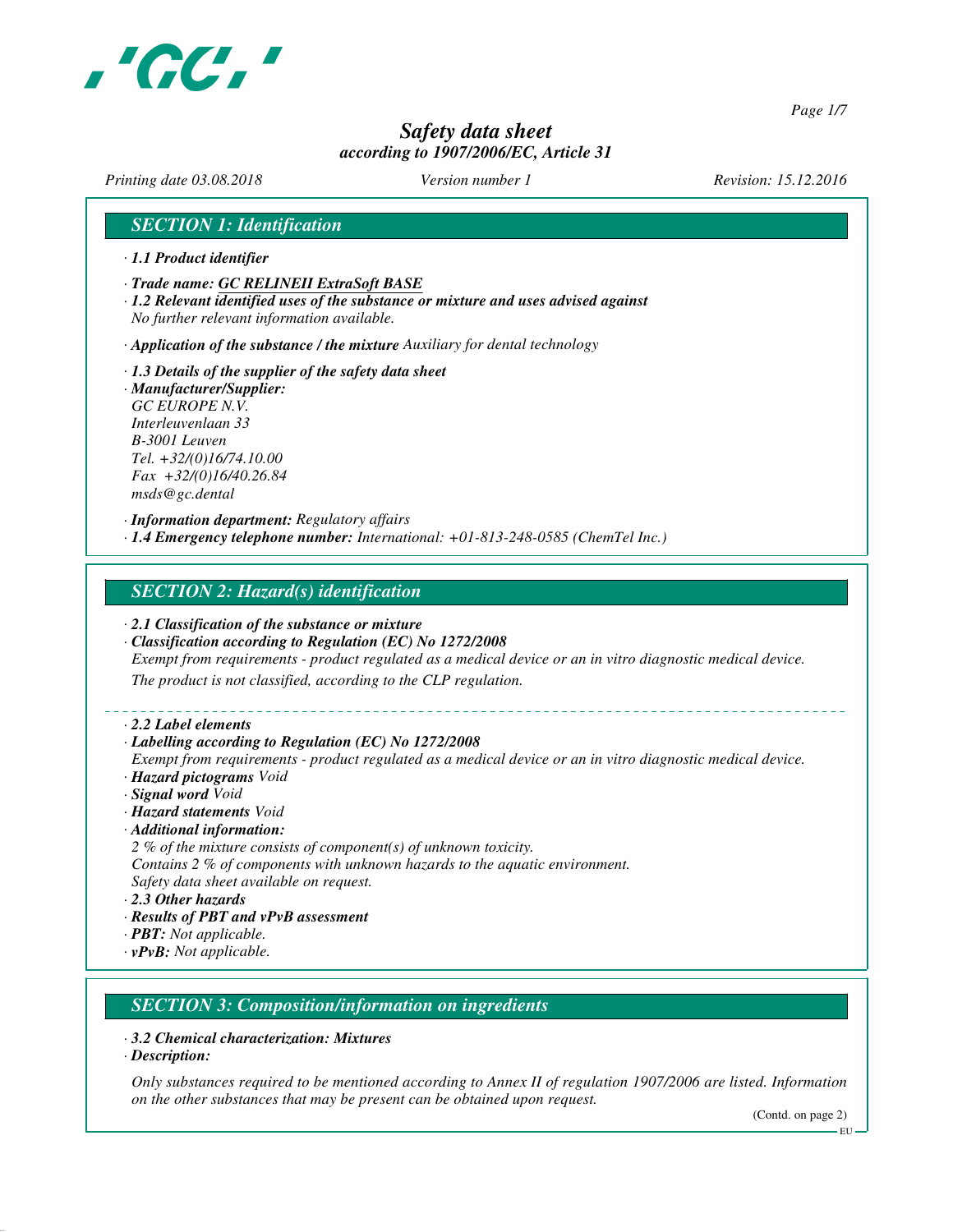# Safety data sheet
*according to 1907/2006/EC, Article 31*

*Printing date 03.08.2018* *Version number 1* *Revision: 15.12.2016*

## SECTION 1: Identification

· ***1.1 Product identifier***

· ***Trade name: GC RELINEII ExtraSoft BASE***

· ***1.2 Relevant identified uses of the substance or mixture and uses advised against***
*No further relevant information available.*

· ***Application of the substance / the mixture*** *Auxiliary for dental technology*

· ***1.3 Details of the supplier of the safety data sheet***

· ***Manufacturer/Supplier:***
*GC EUROPE N.V.*
*Interleuvenlaan 33*
*B-3001 Leuven*
*Tel. +32/(0)16/74.10.00*
*Fax +32/(0)16/40.26.84*
*msds@gc.dental*

· ***Information department:*** *Regulatory affairs*

· ***1.4 Emergency telephone number:*** *International: +01-813-248-0585 (ChemTel Inc.)*

## SECTION 2: Hazard(s) identification

· ***2.1 Classification of the substance or mixture***

· ***Classification according to Regulation (EC) No 1272/2008***
*Exempt from requirements - product regulated as a medical device or an in vitro diagnostic medical device.*
*The product is not classified, according to the CLP regulation.*

· ***2.2 Label elements***

· ***Labelling according to Regulation (EC) No 1272/2008***
*Exempt from requirements - product regulated as a medical device or an in vitro diagnostic medical device.*

· ***Hazard pictograms*** *Void*

· ***Signal word*** *Void*

· ***Hazard statements*** *Void*

· ***Additional information:***
*2 % of the mixture consists of component(s) of unknown toxicity.*
*Contains 2 % of components with unknown hazards to the aquatic environment.*
*Safety data sheet available on request.*

· ***2.3 Other hazards***

· ***Results of PBT and vPvB assessment***

· ***PBT:*** *Not applicable.*

· ***vPvB:*** *Not applicable.*

## SECTION 3: Composition/information on ingredients

· ***3.2 Chemical characterization: Mixtures***

· ***Description:***

*Only substances required to be mentioned according to Annex II of regulation 1907/2006 are listed. Information on the other substances that may be present can be obtained upon request.*

(Contd. on page 2)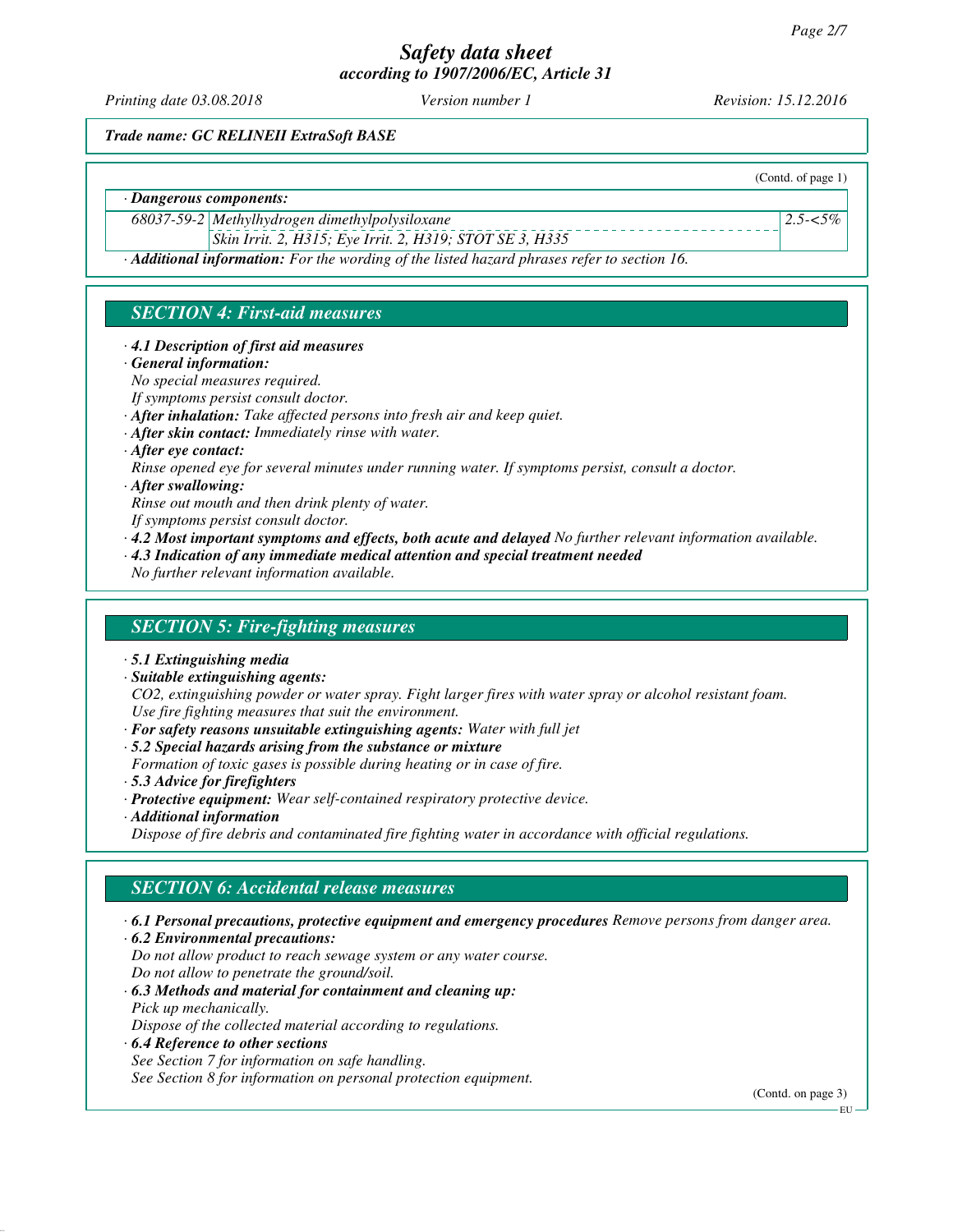*Trade name: GC RELINEII ExtraSoft BASE*

(Contd. of page 1)

· **Dangerous components:**

| | | |
|---|---|---|
| 68037-59-2 | Methylhydrogen dimethylpolysiloxane | 2.5-<5% |
| | Skin Irrit. 2, H315; Eye Irrit. 2, H319; STOT SE 3, H335 | |

· **Additional information:** For the wording of the listed hazard phrases refer to section 16.

## SECTION 4: First-aid measures

· **4.1 Description of first aid measures**
· **General information:**
No special measures required.
If symptoms persist consult doctor.
· **After inhalation:** Take affected persons into fresh air and keep quiet.
· **After skin contact:** Immediately rinse with water.
· **After eye contact:**
Rinse opened eye for several minutes under running water. If symptoms persist, consult a doctor.
· **After swallowing:**
Rinse out mouth and then drink plenty of water.
If symptoms persist consult doctor.
· **4.2 Most important symptoms and effects, both acute and delayed** No further relevant information available.
· **4.3 Indication of any immediate medical attention and special treatment needed**
No further relevant information available.

## SECTION 5: Fire-fighting measures

· **5.1 Extinguishing media**
· **Suitable extinguishing agents:**
CO2, extinguishing powder or water spray. Fight larger fires with water spray or alcohol resistant foam.
Use fire fighting measures that suit the environment.
· **For safety reasons unsuitable extinguishing agents:** Water with full jet
· **5.2 Special hazards arising from the substance or mixture**
Formation of toxic gases is possible during heating or in case of fire.
· **5.3 Advice for firefighters**
· **Protective equipment:** Wear self-contained respiratory protective device.
· **Additional information**
Dispose of fire debris and contaminated fire fighting water in accordance with official regulations.

## SECTION 6: Accidental release measures

· **6.1 Personal precautions, protective equipment and emergency procedures** Remove persons from danger area.
· **6.2 Environmental precautions:**
Do not allow product to reach sewage system or any water course.
Do not allow to penetrate the ground/soil.
· **6.3 Methods and material for containment and cleaning up:**
Pick up mechanically.
Dispose of the collected material according to regulations.
· **6.4 Reference to other sections**
See Section 7 for information on safe handling.
See Section 8 for information on personal protection equipment.

(Contd. on page 3)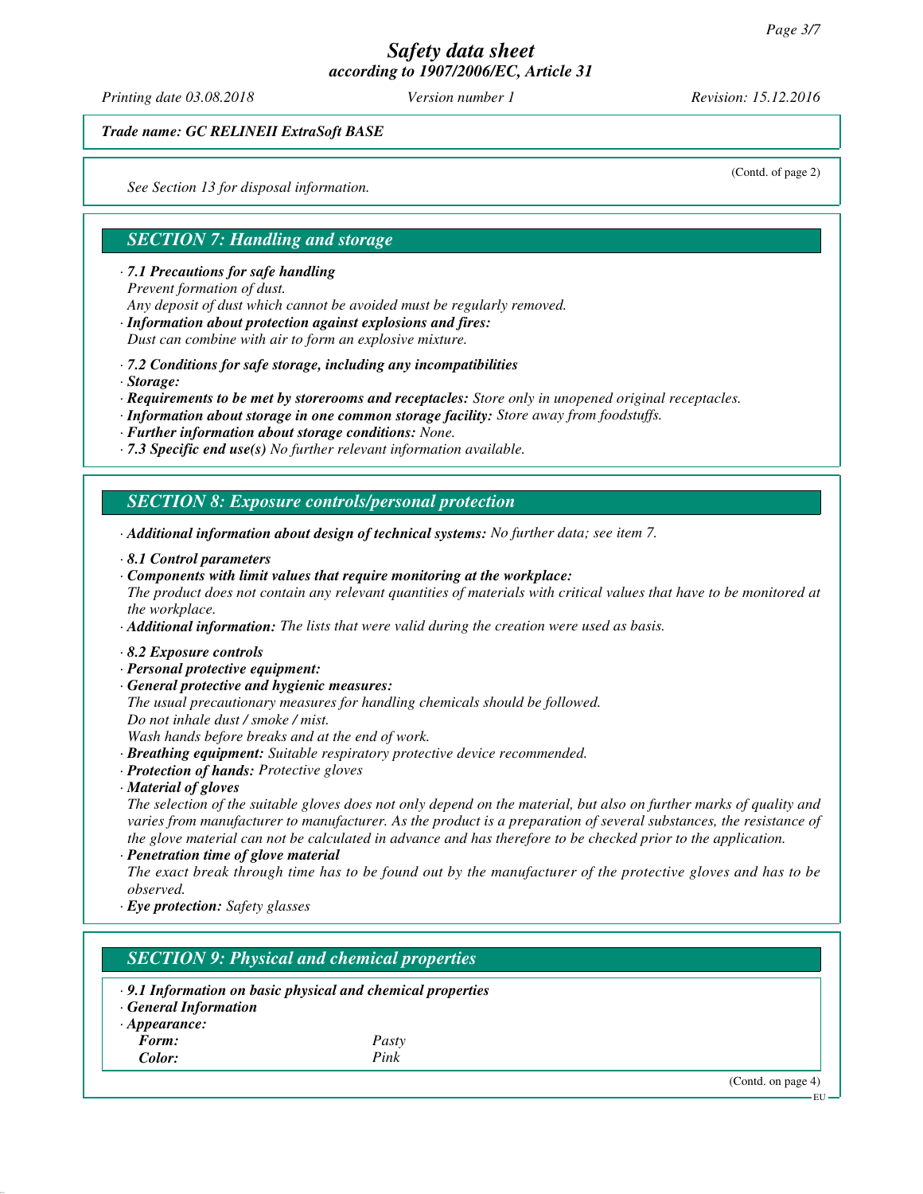*Trade name: GC RELINEII ExtraSoft BASE*

(Contd. of page 2)

*See Section 13 for disposal information.*

## SECTION 7: Handling and storage

· ***7.1 Precautions for safe handling***
*Prevent formation of dust.*
*Any deposit of dust which cannot be avoided must be regularly removed.*
· ***Information about protection against explosions and fires:***
*Dust can combine with air to form an explosive mixture.*

· ***7.2 Conditions for safe storage, including any incompatibilities***
· ***Storage:***
· ***Requirements to be met by storerooms and receptacles:*** *Store only in unopened original receptacles.*
· ***Information about storage in one common storage facility:*** *Store away from foodstuffs.*
· ***Further information about storage conditions:*** *None.*
· ***7.3 Specific end use(s)*** *No further relevant information available.*

## SECTION 8: Exposure controls/personal protection

· ***Additional information about design of technical systems:*** *No further data; see item 7.*

· ***8.1 Control parameters***
· ***Components with limit values that require monitoring at the workplace:***
*The product does not contain any relevant quantities of materials with critical values that have to be monitored at the workplace.*
· ***Additional information:*** *The lists that were valid during the creation were used as basis.*

· ***8.2 Exposure controls***
· ***Personal protective equipment:***
· ***General protective and hygienic measures:***
*The usual precautionary measures for handling chemicals should be followed.*
*Do not inhale dust / smoke / mist.*
*Wash hands before breaks and at the end of work.*
· ***Breathing equipment:*** *Suitable respiratory protective device recommended.*
· ***Protection of hands:*** *Protective gloves*
· ***Material of gloves***
*The selection of the suitable gloves does not only depend on the material, but also on further marks of quality and varies from manufacturer to manufacturer. As the product is a preparation of several substances, the resistance of the glove material can not be calculated in advance and has therefore to be checked prior to the application.*
· ***Penetration time of glove material***
*The exact break through time has to be found out by the manufacturer of the protective gloves and has to be observed.*
· ***Eye protection:*** *Safety glasses*

## SECTION 9: Physical and chemical properties

· ***9.1 Information on basic physical and chemical properties***
· ***General Information***
· ***Appearance:***

| | |
|---|---|
| ***Form:*** | *Pasty* |
| ***Color:*** | *Pink* |

(Contd. on page 4)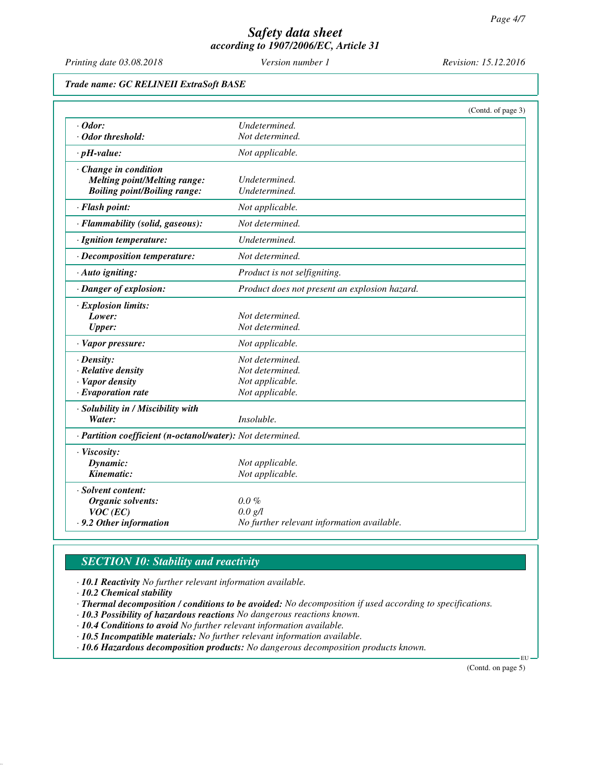*Trade name: GC RELINEII ExtraSoft BASE*

(Contd. of page 3)

| | |
|---|---|
| **· Odor:** | Undetermined. |
| **· Odor threshold:** | Not determined. |
| **· pH-value:** | Not applicable. |
| **· Change in condition** | |
| **Melting point/Melting range:** | Undetermined. |
| **Boiling point/Boiling range:** | Undetermined. |
| **· Flash point:** | Not applicable. |
| **· Flammability (solid, gaseous):** | Not determined. |
| **· Ignition temperature:** | Undetermined. |
| **· Decomposition temperature:** | Not determined. |
| **· Auto igniting:** | Product is not selfigniting. |
| **· Danger of explosion:** | Product does not present an explosion hazard. |
| **· Explosion limits:** | |
| **Lower:** | Not determined. |
| **Upper:** | Not determined. |
| **· Vapor pressure:** | Not applicable. |
| **· Density:** | Not determined. |
| **· Relative density** | Not determined. |
| **· Vapor density** | Not applicable. |
| **· Evaporation rate** | Not applicable. |
| **· Solubility in / Miscibility with** | |
| **Water:** | Insoluble. |
| **· Partition coefficient (n-octanol/water):** | Not determined. |
| **· Viscosity:** | |
| **Dynamic:** | Not applicable. |
| **Kinematic:** | Not applicable. |
| **· Solvent content:** | |
| **Organic solvents:** | 0.0 % |
| **VOC (EC)** | 0.0 g/l |
| **· 9.2 Other information** | No further relevant information available. |

## SECTION 10: Stability and reactivity

· **10.1 Reactivity** No further relevant information available.
· **10.2 Chemical stability**
· **Thermal decomposition / conditions to be avoided:** No decomposition if used according to specifications.
· **10.3 Possibility of hazardous reactions** No dangerous reactions known.
· **10.4 Conditions to avoid** No further relevant information available.
· **10.5 Incompatible materials:** No further relevant information available.
· **10.6 Hazardous decomposition products:** No dangerous decomposition products known.

(Contd. on page 5)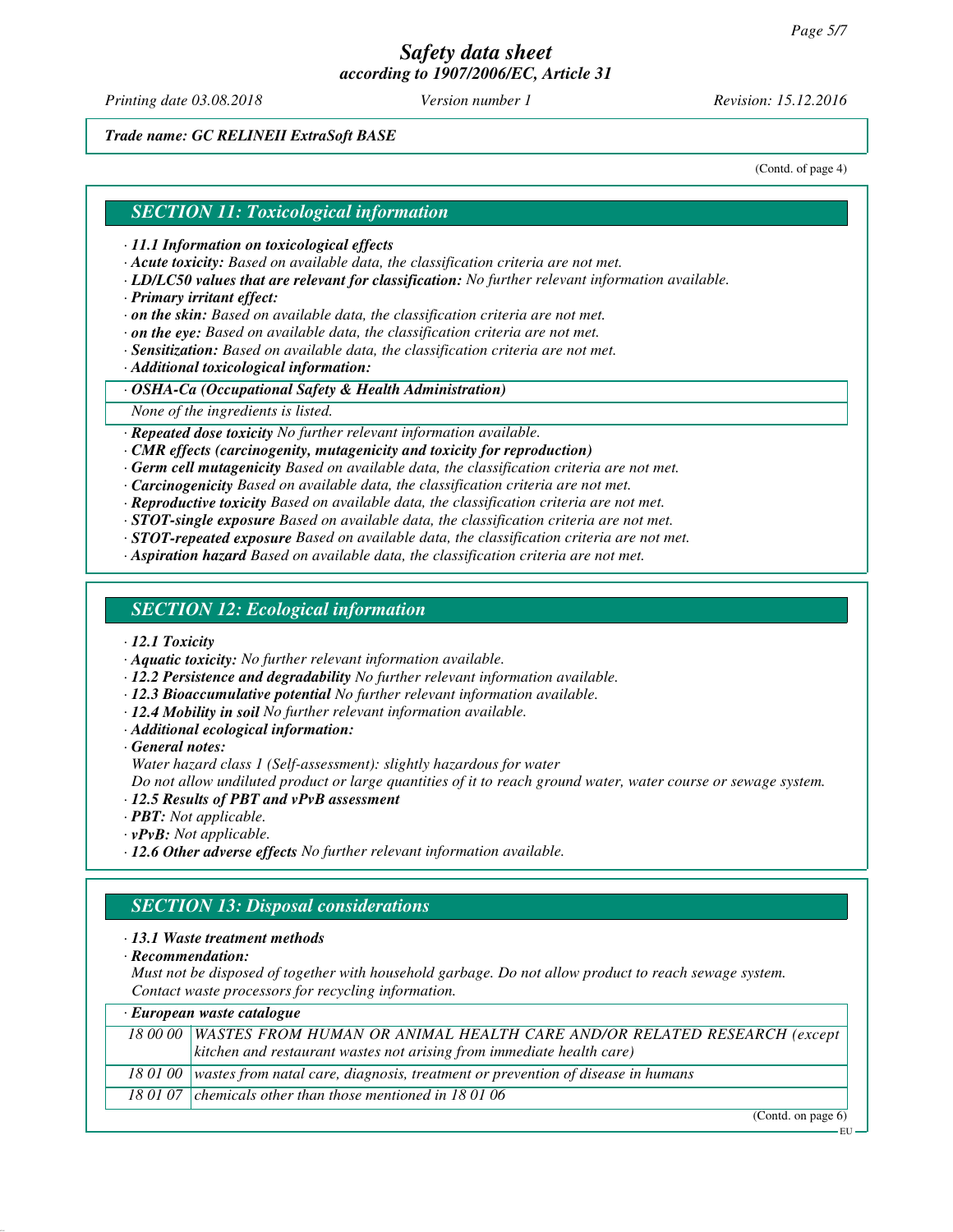*Trade name: GC RELINEII ExtraSoft BASE*

(Contd. of page 4)

## SECTION 11: Toxicological information

- ***11.1 Information on toxicological effects***
- ***Acute toxicity:*** *Based on available data, the classification criteria are not met.*
- ***LD/LC50 values that are relevant for classification:*** *No further relevant information available.*
- ***Primary irritant effect:***
- ***on the skin:*** *Based on available data, the classification criteria are not met.*
- ***on the eye:*** *Based on available data, the classification criteria are not met.*
- ***Sensitization:*** *Based on available data, the classification criteria are not met.*
- ***Additional toxicological information:***

| · *OSHA-Ca (Occupational Safety & Health Administration)* |
|---|
| *None of the ingredients is listed.* |

- ***Repeated dose toxicity*** *No further relevant information available.*
- ***CMR effects (carcinogenity, mutagenicity and toxicity for reproduction)***
- ***Germ cell mutagenicity*** *Based on available data, the classification criteria are not met.*
- ***Carcinogenicity*** *Based on available data, the classification criteria are not met.*
- ***Reproductive toxicity*** *Based on available data, the classification criteria are not met.*
- ***STOT-single exposure*** *Based on available data, the classification criteria are not met.*
- ***STOT-repeated exposure*** *Based on available data, the classification criteria are not met.*
- ***Aspiration hazard*** *Based on available data, the classification criteria are not met.*

## SECTION 12: Ecological information

- ***12.1 Toxicity***
- ***Aquatic toxicity:*** *No further relevant information available.*
- ***12.2 Persistence and degradability*** *No further relevant information available.*
- ***12.3 Bioaccumulative potential*** *No further relevant information available.*
- ***12.4 Mobility in soil*** *No further relevant information available.*
- ***Additional ecological information:***
- ***General notes:***
  *Water hazard class 1 (Self-assessment): slightly hazardous for water*
  *Do not allow undiluted product or large quantities of it to reach ground water, water course or sewage system.*
- ***12.5 Results of PBT and vPvB assessment***
- ***PBT:*** *Not applicable.*
- ***vPvB:*** *Not applicable.*
- ***12.6 Other adverse effects*** *No further relevant information available.*

## SECTION 13: Disposal considerations

- ***13.1 Waste treatment methods***
- ***Recommendation:***
  *Must not be disposed of together with household garbage. Do not allow product to reach sewage system.*
  *Contact waste processors for recycling information.*

| · *European waste catalogue* | |
|---|---|
| *18 00 00* | *WASTES FROM HUMAN OR ANIMAL HEALTH CARE AND/OR RELATED RESEARCH (except kitchen and restaurant wastes not arising from immediate health care)* |
| *18 01 00* | *wastes from natal care, diagnosis, treatment or prevention of disease in humans* |
| *18 01 07* | *chemicals other than those mentioned in 18 01 06* |

(Contd. on page 6)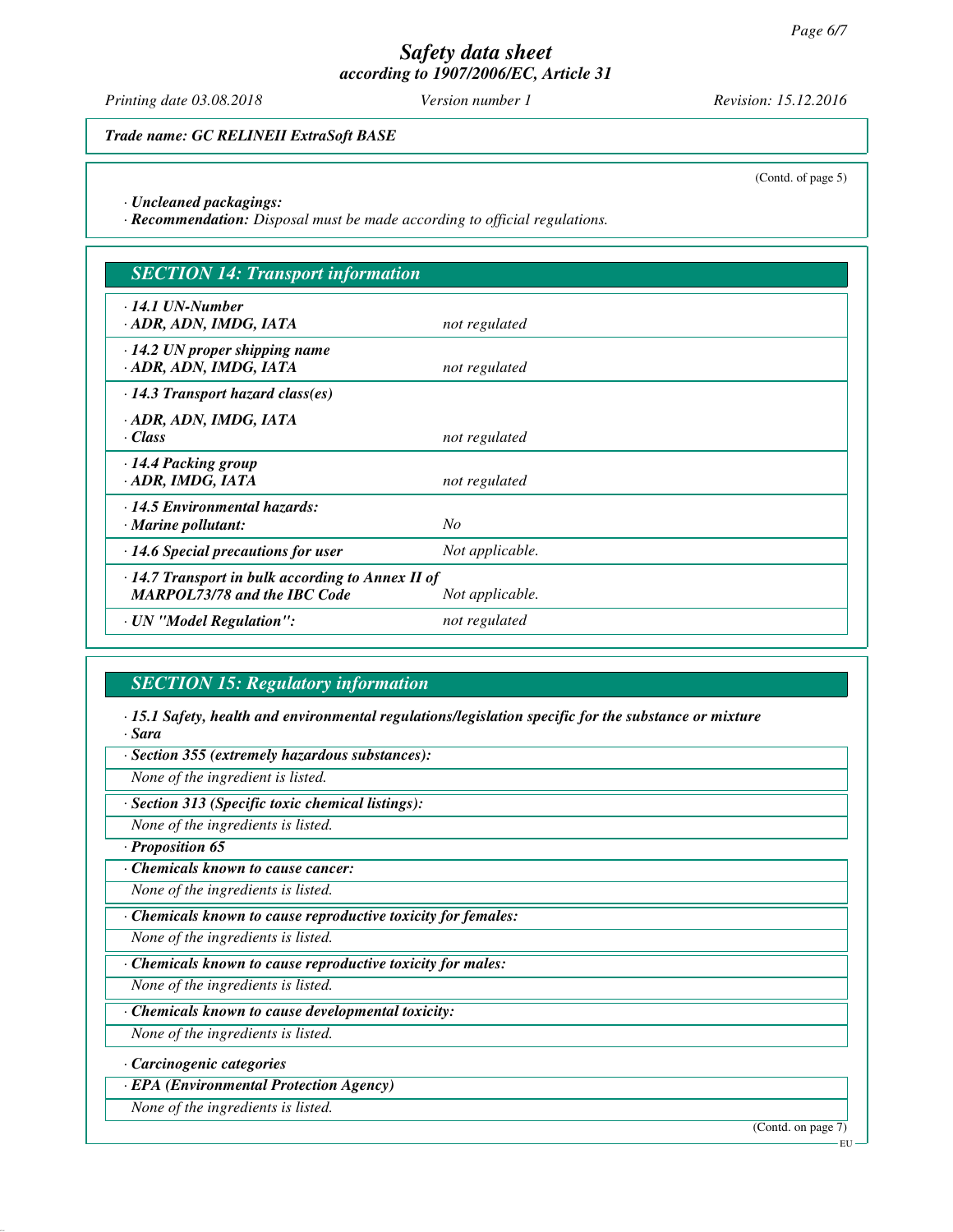*Trade name: GC RELINEII ExtraSoft BASE*

(Contd. of page 5)

· *Uncleaned packagings:*
· ***Recommendation:*** *Disposal must be made according to official regulations.*

## SECTION 14: Transport information

| | |
|---|---|
| · **14.1 UN-Number**<br>· **ADR, ADN, IMDG, IATA** | *not regulated* |
| · **14.2 UN proper shipping name**<br>· **ADR, ADN, IMDG, IATA** | *not regulated* |
| · **14.3 Transport hazard class(es)**<br>· **ADR, ADN, IMDG, IATA**<br>· **Class** | *not regulated* |
| · **14.4 Packing group**<br>· **ADR, IMDG, IATA** | *not regulated* |
| · **14.5 Environmental hazards:**<br>· **Marine pollutant:** | *No* |
| · **14.6 Special precautions for user** | *Not applicable.* |
| · **14.7 Transport in bulk according to Annex II of MARPOL73/78 and the IBC Code** | *Not applicable.* |
| · **UN "Model Regulation":** | *not regulated* |

## SECTION 15: Regulatory information

· ***15.1 Safety, health and environmental regulations/legislation specific for the substance or mixture***
· ***Sara***

· ***Section 355 (extremely hazardous substances):***

*None of the ingredient is listed.*

· ***Section 313 (Specific toxic chemical listings):***

*None of the ingredients is listed.*

· ***Proposition 65***

· ***Chemicals known to cause cancer:***

*None of the ingredients is listed.*

· ***Chemicals known to cause reproductive toxicity for females:***

*None of the ingredients is listed.*

· ***Chemicals known to cause reproductive toxicity for males:***

*None of the ingredients is listed.*

· ***Chemicals known to cause developmental toxicity:***

*None of the ingredients is listed.*

· ***Carcinogenic categories***

· ***EPA (Environmental Protection Agency)***

*None of the ingredients is listed.*

(Contd. on page 7)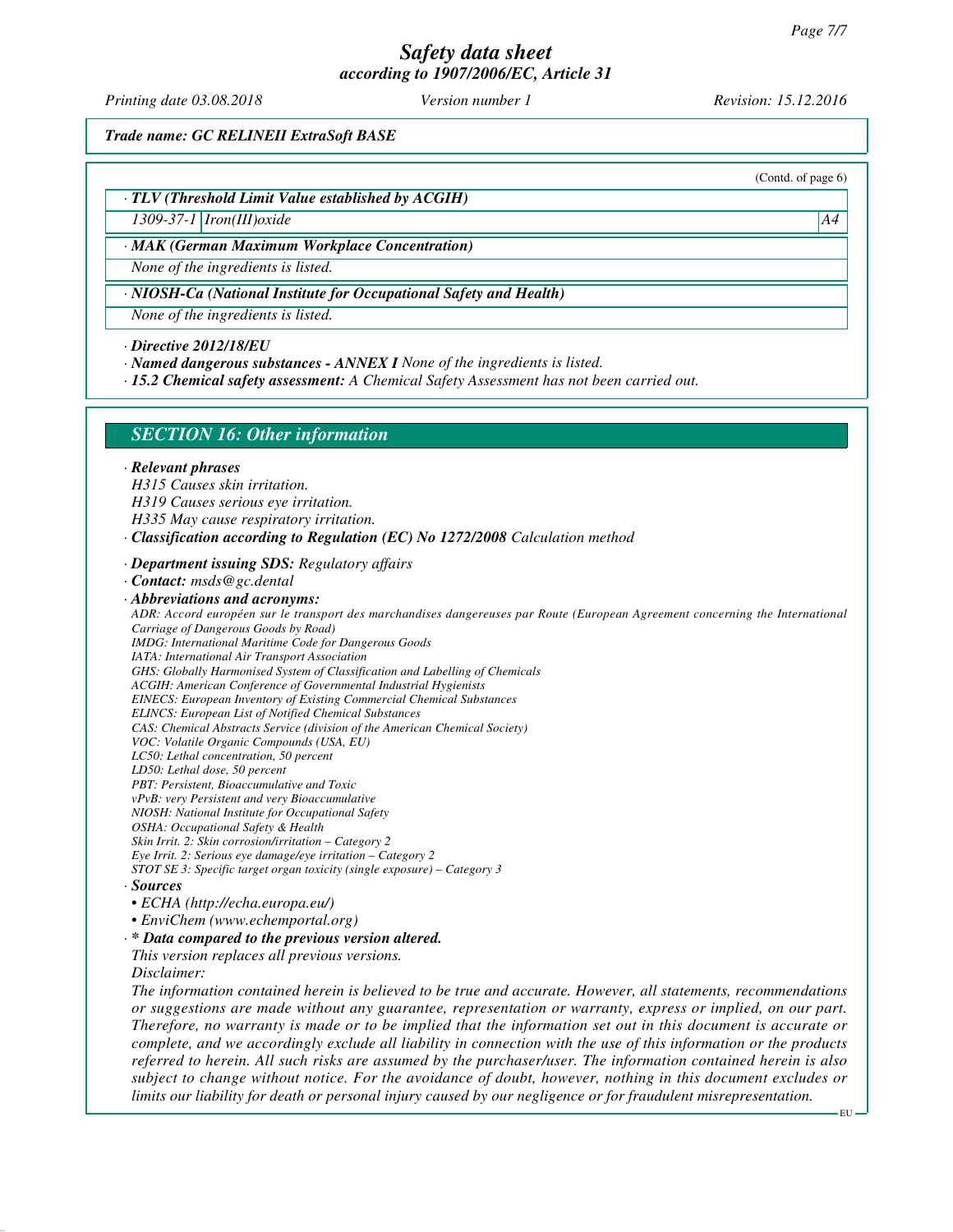# Safety data sheet
## according to 1907/2006/EC, Article 31

*Printing date 03.08.2018* *Version number 1* *Revision: 15.12.2016*

***Trade name: GC RELINEII ExtraSoft BASE***

(Contd. of page 6)

· ***TLV (Threshold Limit Value established by ACGIH)***

| | | |
|---|---|---|
| 1309-37-1 | Iron(III)oxide | A4 |

· ***MAK (German Maximum Workplace Concentration)***

*None of the ingredients is listed.*

· ***NIOSH-Ca (National Institute for Occupational Safety and Health)***

*None of the ingredients is listed.*

· ***Directive 2012/18/EU***

· ***Named dangerous substances - ANNEX I*** *None of the ingredients is listed.*

· ***15.2 Chemical safety assessment:*** *A Chemical Safety Assessment has not been carried out.*

## SECTION 16: Other information

· ***Relevant phrases***

*H315 Causes skin irritation.*
*H319 Causes serious eye irritation.*
*H335 May cause respiratory irritation.*

· ***Classification according to Regulation (EC) No 1272/2008*** *Calculation method*

· ***Department issuing SDS:*** *Regulatory affairs*

· ***Contact:*** *msds@gc.dental*

· ***Abbreviations and acronyms:***

*ADR: Accord européen sur le transport des marchandises dangereuses par Route (European Agreement concerning the International Carriage of Dangerous Goods by Road)*
*IMDG: International Maritime Code for Dangerous Goods*
*IATA: International Air Transport Association*
*GHS: Globally Harmonised System of Classification and Labelling of Chemicals*
*ACGIH: American Conference of Governmental Industrial Hygienists*
*EINECS: European Inventory of Existing Commercial Chemical Substances*
*ELINCS: European List of Notified Chemical Substances*
*CAS: Chemical Abstracts Service (division of the American Chemical Society)*
*VOC: Volatile Organic Compounds (USA, EU)*
*LC50: Lethal concentration, 50 percent*
*LD50: Lethal dose, 50 percent*
*PBT: Persistent, Bioaccumulative and Toxic*
*vPvB: very Persistent and very Bioaccumulative*
*NIOSH: National Institute for Occupational Safety*
*OSHA: Occupational Safety & Health*
*Skin Irrit. 2: Skin corrosion/irritation – Category 2*
*Eye Irrit. 2: Serious eye damage/eye irritation – Category 2*
*STOT SE 3: Specific target organ toxicity (single exposure) – Category 3*

· ***Sources***

- *ECHA (http://echa.europa.eu/)*
- *EnviChem (www.echemportal.org)*

· ***\* Data compared to the previous version altered.***

*This version replaces all previous versions.*

*Disclaimer:*

*The information contained herein is believed to be true and accurate. However, all statements, recommendations or suggestions are made without any guarantee, representation or warranty, express or implied, on our part. Therefore, no warranty is made or to be implied that the information set out in this document is accurate or complete, and we accordingly exclude all liability in connection with the use of this information or the products referred to herein. All such risks are assumed by the purchaser/user. The information contained herein is also subject to change without notice. For the avoidance of doubt, however, nothing in this document excludes or limits our liability for death or personal injury caused by our negligence or for fraudulent misrepresentation.*

EU